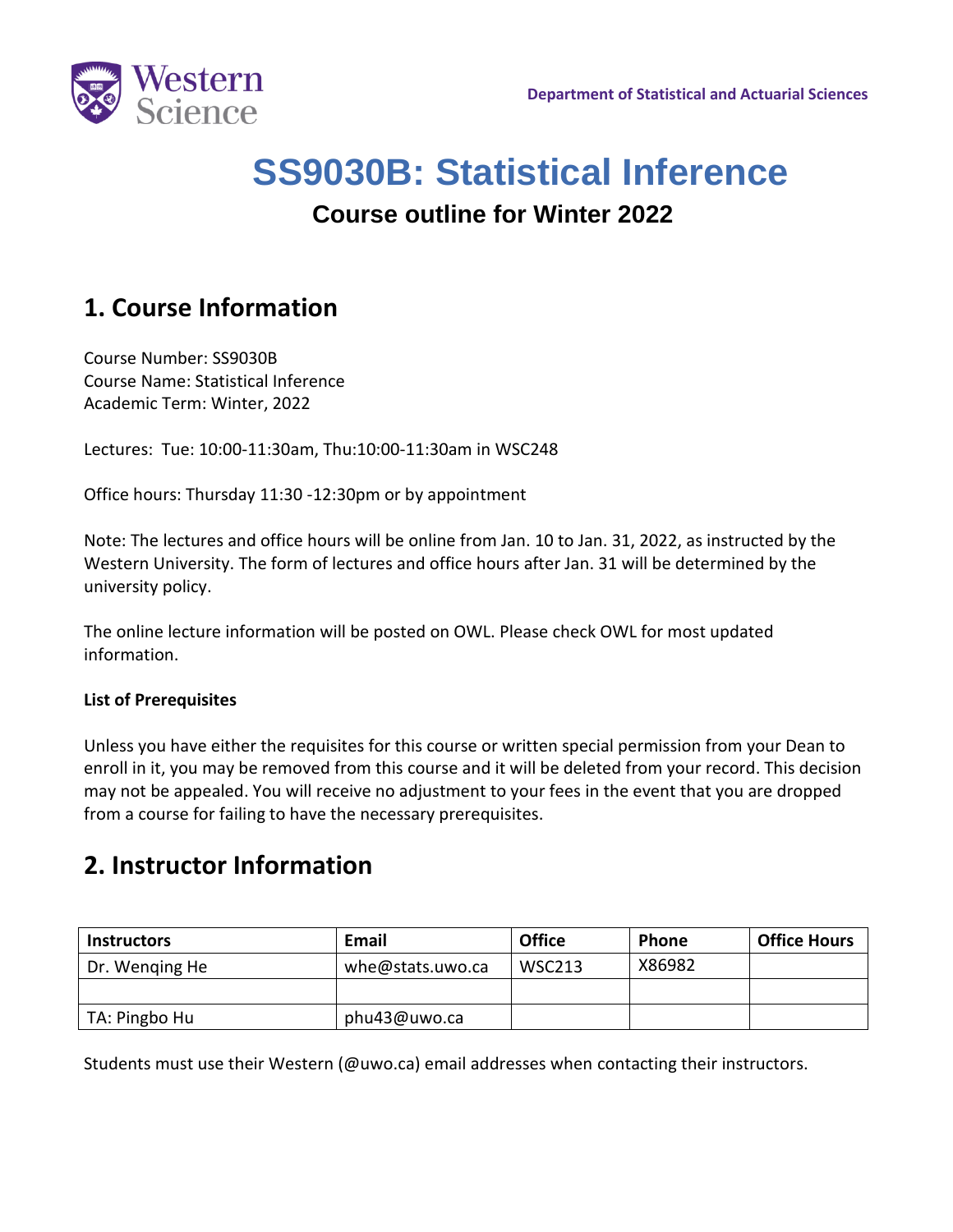Department of Statistical and Actuarial Sciences

# SS9030B: Statistical Inference

### Course outline for Winter 2022

## 1. Course Information

Course Number: SS9030B
Course Name: Statistical Inference
Academic Term: Winter, 2022

Lectures: Tue: 10:00-11:30am, Thu:10:00-11:30am in WSC248

Office hours: Thursday 11:30 -12:30pm or by appointment

Note: The lectures and office hours will be online from Jan. 10 to Jan. 31, 2022, as instructed by the Western University. The form of lectures and office hours after Jan. 31 will be determined by the university policy.

The online lecture information will be posted on OWL. Please check OWL for most updated information.

**List of Prerequisites**

Unless you have either the requisites for this course or written special permission from your Dean to enroll in it, you may be removed from this course and it will be deleted from your record. This decision may not be appealed. You will receive no adjustment to your fees in the event that you are dropped from a course for failing to have the necessary prerequisites.

## 2. Instructor Information

| Instructors | Email | Office | Phone | Office Hours |
|---|---|---|---|---|
| Dr. Wenqing He | whe@stats.uwo.ca | WSC213 | X86982 | |
| | | | | |
| TA: Pingbo Hu | phu43@uwo.ca | | | |

Students must use their Western (@uwo.ca) email addresses when contacting their instructors.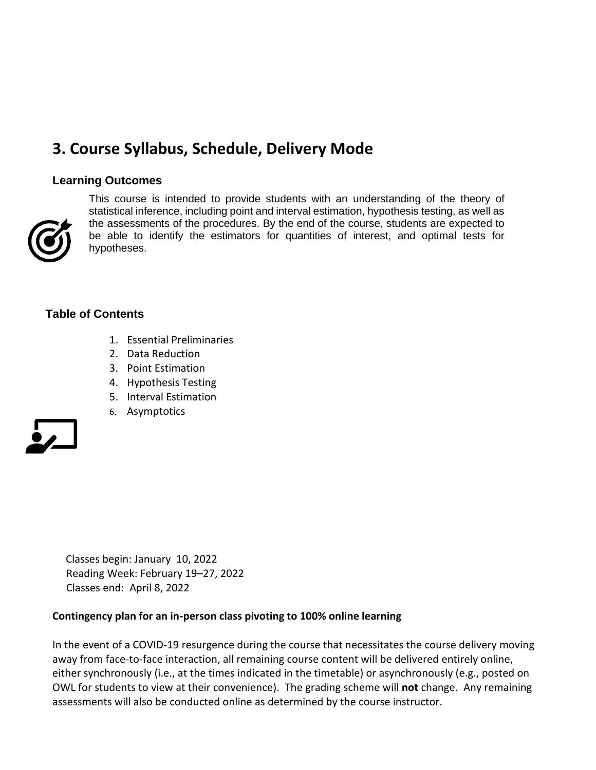## 3. Course Syllabus, Schedule, Delivery Mode

### Learning Outcomes

This course is intended to provide students with an understanding of the theory of statistical inference, including point and interval estimation, hypothesis testing, as well as the assessments of the procedures. By the end of the course, students are expected to be able to identify the estimators for quantities of interest, and optimal tests for hypotheses.

### Table of Contents

1. Essential Preliminaries
2. Data Reduction
3. Point Estimation
4. Hypothesis Testing
5. Interval Estimation
6. Asymptotics

Classes begin: January 10, 2022
Reading Week: February 19–27, 2022
Classes end: April 8, 2022

**Contingency plan for an in-person class pivoting to 100% online learning**

In the event of a COVID-19 resurgence during the course that necessitates the course delivery moving away from face-to-face interaction, all remaining course content will be delivered entirely online, either synchronously (i.e., at the times indicated in the timetable) or asynchronously (e.g., posted on OWL for students to view at their convenience). The grading scheme will **not** change. Any remaining assessments will also be conducted online as determined by the course instructor.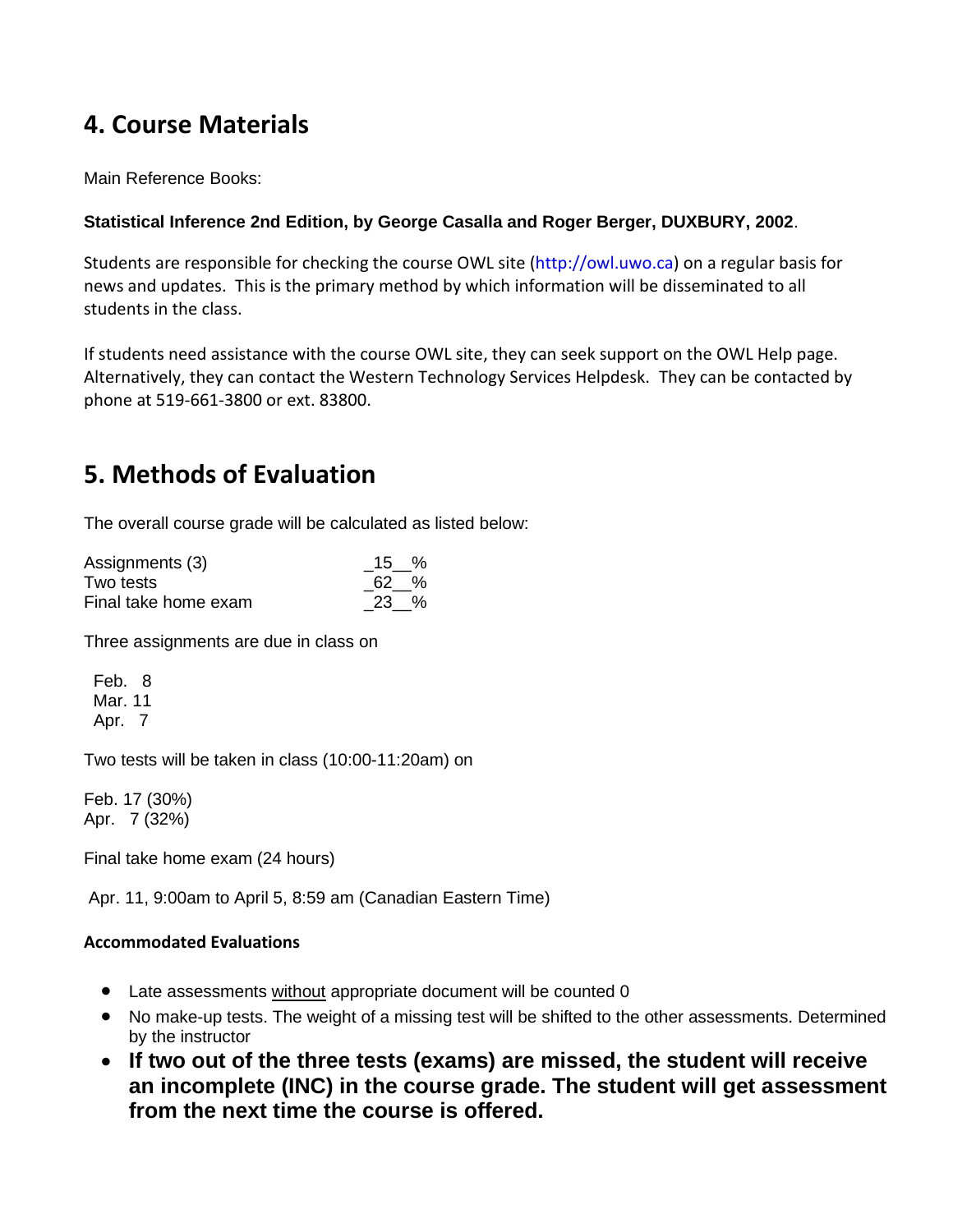## 4. Course Materials

Main Reference Books:

**Statistical Inference 2nd Edition, by George Casalla and Roger Berger, DUXBURY, 2002**.

Students are responsible for checking the course OWL site (http://owl.uwo.ca) on a regular basis for news and updates. This is the primary method by which information will be disseminated to all students in the class.

If students need assistance with the course OWL site, they can seek support on the OWL Help page. Alternatively, they can contact the Western Technology Services Helpdesk. They can be contacted by phone at 519-661-3800 or ext. 83800.

## 5. Methods of Evaluation

The overall course grade will be calculated as listed below:

| | |
|---|---|
| Assignments (3) | _15__% |
| Two tests | _62__% |
| Final take home exam | _23__% |

Three assignments are due in class on

Feb. 8
Mar. 11
Apr. 7

Two tests will be taken in class (10:00-11:20am) on

Feb. 17 (30%)
Apr. 7 (32%)

Final take home exam (24 hours)

Apr. 11, 9:00am to April 5, 8:59 am (Canadian Eastern Time)

**Accommodated Evaluations**

- Late assessments without appropriate document will be counted 0
- No make-up tests. The weight of a missing test will be shifted to the other assessments. Determined by the instructor
- **If two out of the three tests (exams) are missed, the student will receive an incomplete (INC) in the course grade. The student will get assessment from the next time the course is offered.**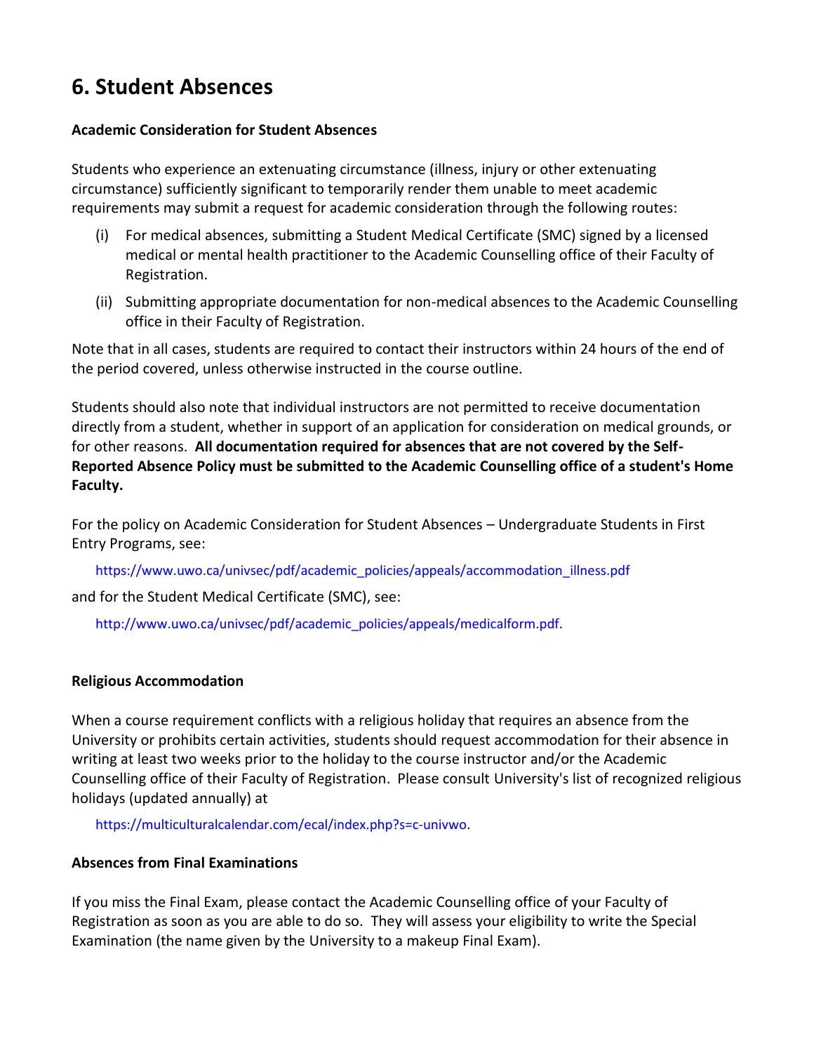# 6. Student Absences

**Academic Consideration for Student Absences**

Students who experience an extenuating circumstance (illness, injury or other extenuating circumstance) sufficiently significant to temporarily render them unable to meet academic requirements may submit a request for academic consideration through the following routes:

(i) For medical absences, submitting a Student Medical Certificate (SMC) signed by a licensed medical or mental health practitioner to the Academic Counselling office of their Faculty of Registration.

(ii) Submitting appropriate documentation for non-medical absences to the Academic Counselling office in their Faculty of Registration.

Note that in all cases, students are required to contact their instructors within 24 hours of the end of the period covered, unless otherwise instructed in the course outline.

Students should also note that individual instructors are not permitted to receive documentation directly from a student, whether in support of an application for consideration on medical grounds, or for other reasons. **All documentation required for absences that are not covered by the Self-Reported Absence Policy must be submitted to the Academic Counselling office of a student's Home Faculty.**

For the policy on Academic Consideration for Student Absences – Undergraduate Students in First Entry Programs, see:

https://www.uwo.ca/univsec/pdf/academic_policies/appeals/accommodation_illness.pdf

and for the Student Medical Certificate (SMC), see:

http://www.uwo.ca/univsec/pdf/academic_policies/appeals/medicalform.pdf.

**Religious Accommodation**

When a course requirement conflicts with a religious holiday that requires an absence from the University or prohibits certain activities, students should request accommodation for their absence in writing at least two weeks prior to the holiday to the course instructor and/or the Academic Counselling office of their Faculty of Registration. Please consult University's list of recognized religious holidays (updated annually) at

https://multiculturalcalendar.com/ecal/index.php?s=c-univwo.

**Absences from Final Examinations**

If you miss the Final Exam, please contact the Academic Counselling office of your Faculty of Registration as soon as you are able to do so. They will assess your eligibility to write the Special Examination (the name given by the University to a makeup Final Exam).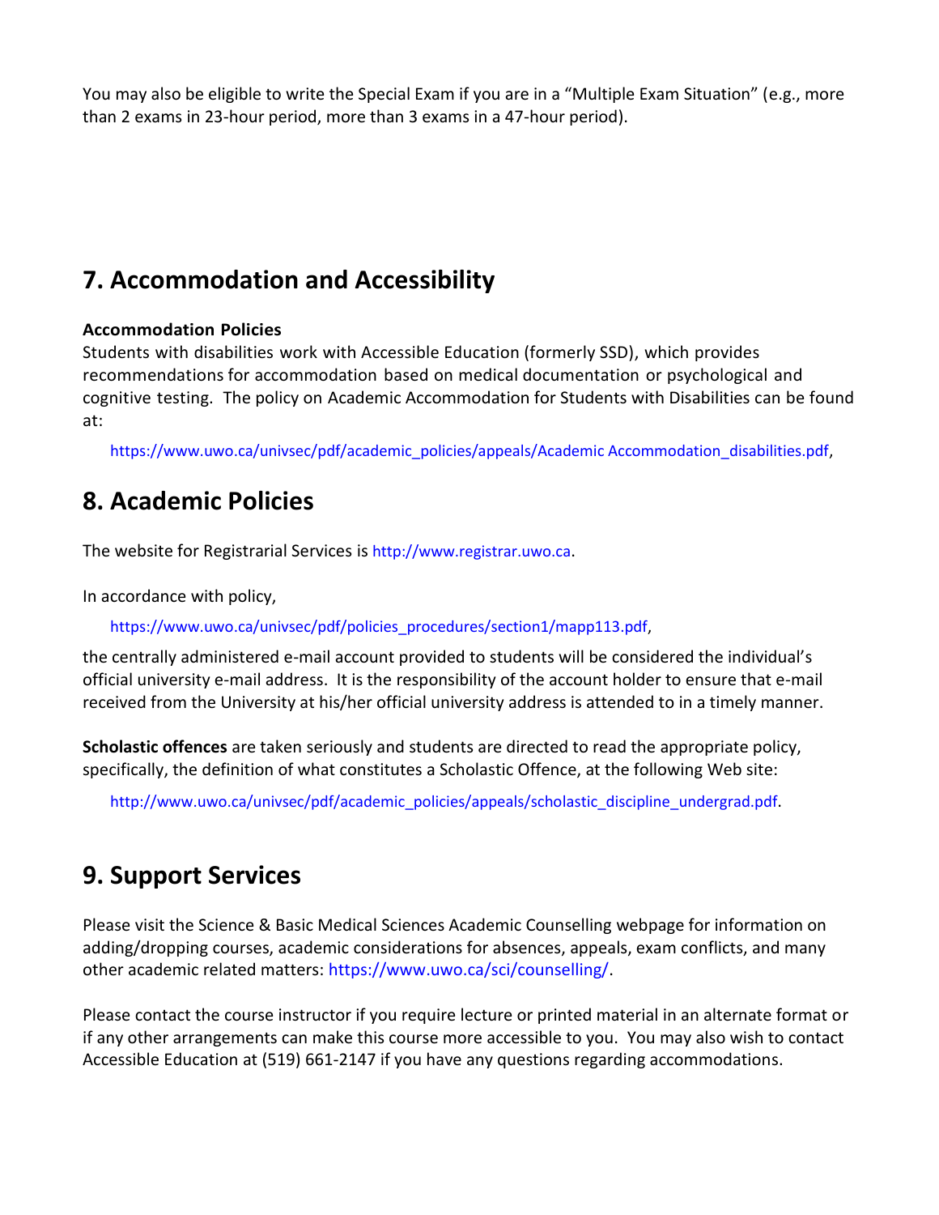You may also be eligible to write the Special Exam if you are in a “Multiple Exam Situation” (e.g., more than 2 exams in 23-hour period, more than 3 exams in a 47-hour period).

## 7. Accommodation and Accessibility

**Accommodation Policies**

Students with disabilities work with Accessible Education (formerly SSD), which provides recommendations for accommodation based on medical documentation or psychological and cognitive testing. The policy on Academic Accommodation for Students with Disabilities can be found at:

https://www.uwo.ca/univsec/pdf/academic_policies/appeals/Academic Accommodation_disabilities.pdf,

## 8. Academic Policies

The website for Registrarial Services is http://www.registrar.uwo.ca.

In accordance with policy,

https://www.uwo.ca/univsec/pdf/policies_procedures/section1/mapp113.pdf,

the centrally administered e-mail account provided to students will be considered the individual’s official university e-mail address. It is the responsibility of the account holder to ensure that e-mail received from the University at his/her official university address is attended to in a timely manner.

**Scholastic offences** are taken seriously and students are directed to read the appropriate policy, specifically, the definition of what constitutes a Scholastic Offence, at the following Web site:

http://www.uwo.ca/univsec/pdf/academic_policies/appeals/scholastic_discipline_undergrad.pdf.

## 9. Support Services

Please visit the Science & Basic Medical Sciences Academic Counselling webpage for information on adding/dropping courses, academic considerations for absences, appeals, exam conflicts, and many other academic related matters: https://www.uwo.ca/sci/counselling/.

Please contact the course instructor if you require lecture or printed material in an alternate format or if any other arrangements can make this course more accessible to you. You may also wish to contact Accessible Education at (519) 661-2147 if you have any questions regarding accommodations.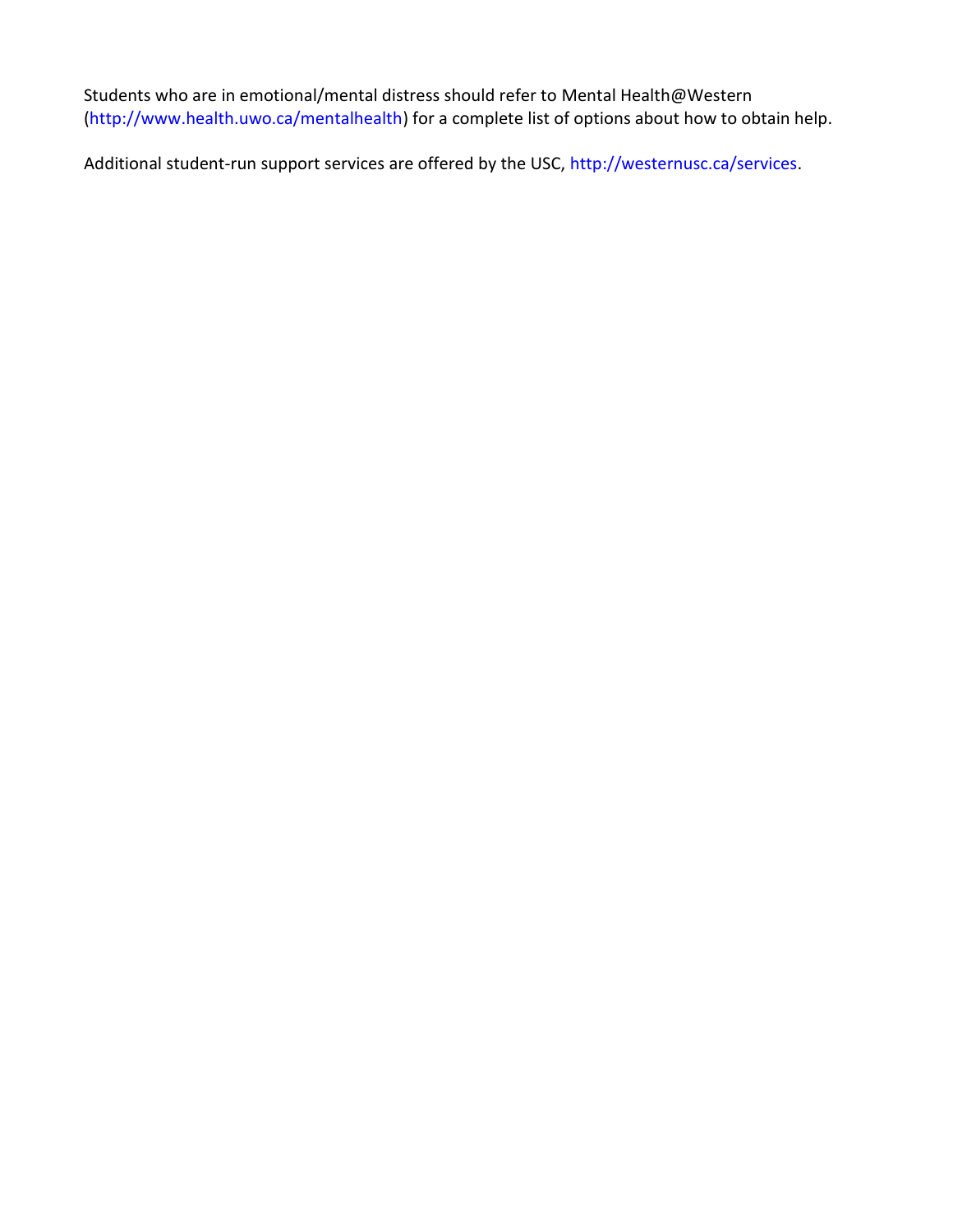Students who are in emotional/mental distress should refer to Mental Health@Western (http://www.health.uwo.ca/mentalhealth) for a complete list of options about how to obtain help.

Additional student-run support services are offered by the USC, http://westernusc.ca/services.